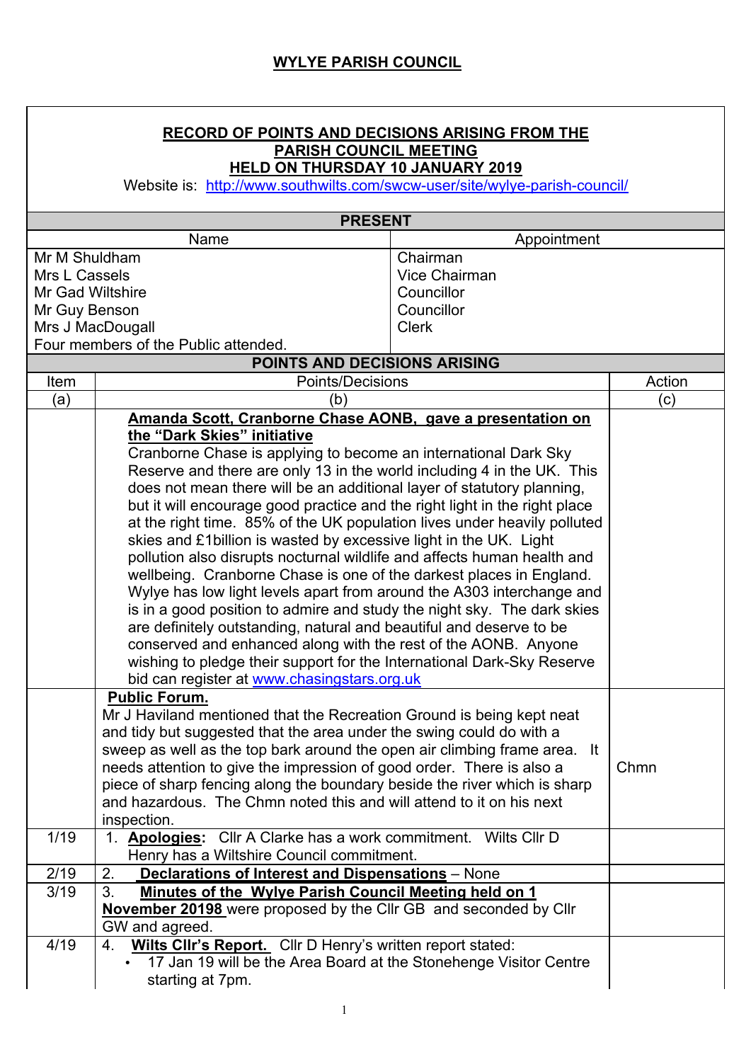## WYLYE PARISH COUNCIL

**RECORD OF POINTS AND DECISIONS ARISING FROM THE PARISH COUNCIL MEETING HELD ON THURSDAY 10 JANUARY 2019**

Website is: http://www.southwilts.com/swcw-user/site/wylye-parish-council/

**PRESENT**

| Name | Appointment |
|---|---|
| Mr M Shuldham | Chairman |
| Mrs L Cassels | Vice Chairman |
| Mr Gad Wiltshire | Councillor |
| Mr Guy Benson | Councillor |
| Mrs J MacDougall | Clerk |
| Four members of the Public attended. | |

**POINTS AND DECISIONS ARISING**

| Item | Points/Decisions | Action |
|---|---|---|
| (a) | (b) | (c) |
| | **Amanda Scott, Cranborne Chase AONB, gave a presentation on the "Dark Skies" initiative** Cranborne Chase is applying to become an international Dark Sky Reserve and there are only 13 in the world including 4 in the UK. This does not mean there will be an additional layer of statutory planning, but it will encourage good practice and the right light in the right place at the right time. 85% of the UK population lives under heavily polluted skies and £1billion is wasted by excessive light in the UK. Light pollution also disrupts nocturnal wildlife and affects human health and wellbeing. Cranborne Chase is one of the darkest places in England. Wylye has low light levels apart from around the A303 interchange and is in a good position to admire and study the night sky. The dark skies are definitely outstanding, natural and beautiful and deserve to be conserved and enhanced along with the rest of the AONB. Anyone wishing to pledge their support for the International Dark-Sky Reserve bid can register at www.chasingstars.org.uk | |
| | **Public Forum.** Mr J Haviland mentioned that the Recreation Ground is being kept neat and tidy but suggested that the area under the swing could do with a sweep as well as the top bark around the open air climbing frame area. It needs attention to give the impression of good order. There is also a piece of sharp fencing along the boundary beside the river which is sharp and hazardous. The Chmn noted this and will attend to it on his next inspection. | Chmn |
| 1/19 | 1. **Apologies:** Cllr A Clarke has a work commitment. Wilts Cllr D Henry has a Wiltshire Council commitment. | |
| 2/19 | 2. **Declarations of Interest and Dispensations** – None | |
| 3/19 | 3. **Minutes of the Wylye Parish Council Meeting held on 1 November 20198** were proposed by the Cllr GB and seconded by Cllr GW and agreed. | |
| 4/19 | 4. **Wilts Cllr's Report.** Cllr D Henry's written report stated: • 17 Jan 19 will be the Area Board at the Stonehenge Visitor Centre starting at 7pm. | |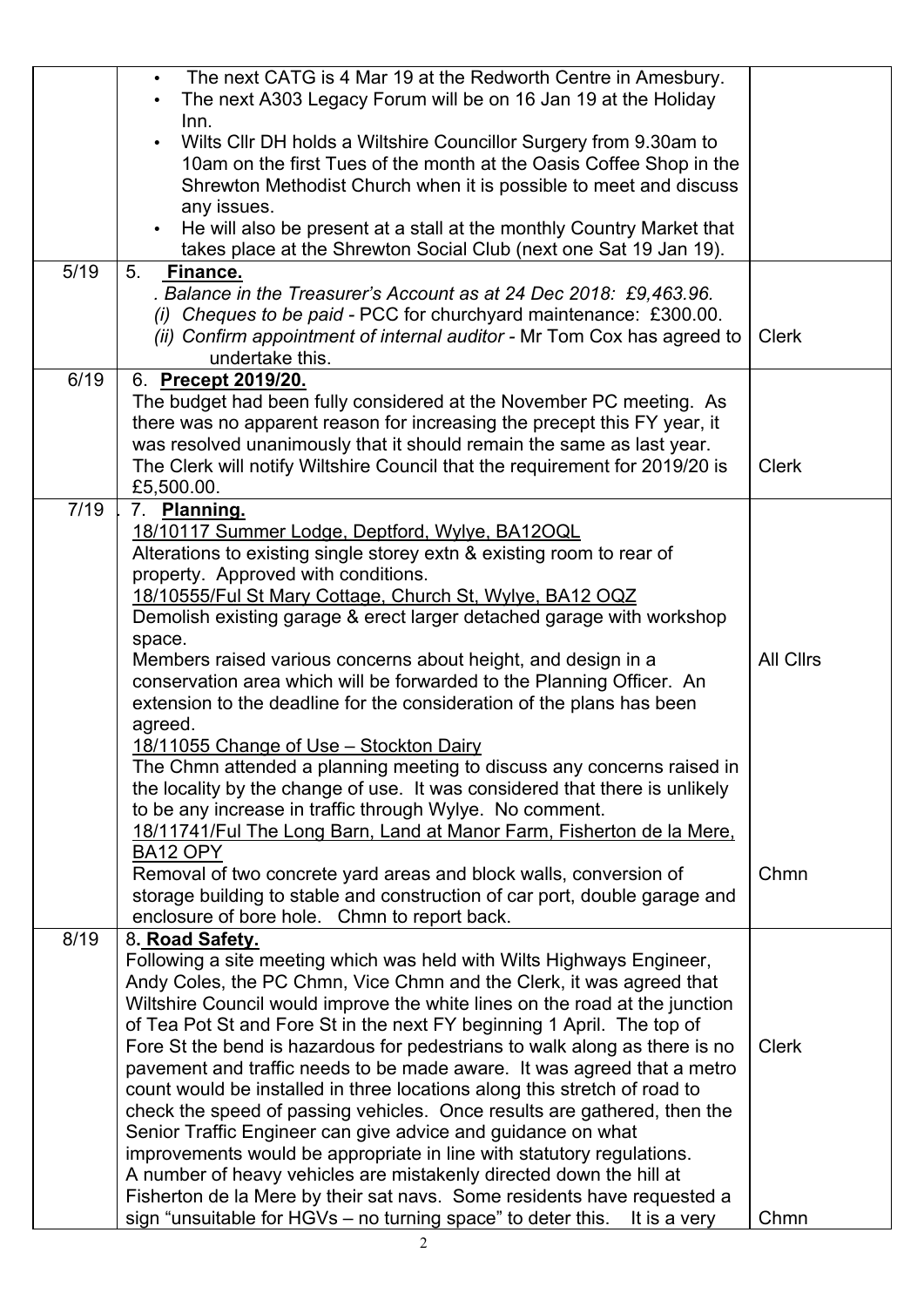| | | |
|---|---|---|
| | • The next CATG is 4 Mar 19 at the Redworth Centre in Amesbury.<br>• The next A303 Legacy Forum will be on 16 Jan 19 at the Holiday Inn.<br>• Wilts Cllr DH holds a Wiltshire Councillor Surgery from 9.30am to 10am on the first Tues of the month at the Oasis Coffee Shop in the Shrewton Methodist Church when it is possible to meet and discuss any issues.<br>• He will also be present at a stall at the monthly Country Market that takes place at the Shrewton Social Club (next one Sat 19 Jan 19). | |
| 5/19 | 5. **<u>Finance.</u>**<br>*. Balance in the Treasurer's Account as at 24 Dec 2018: £9,463.96.*<br>*(i) Cheques to be paid* - PCC for churchyard maintenance: £300.00.<br>*(ii) Confirm appointment of internal auditor* - Mr Tom Cox has agreed to undertake this. | Clerk |
| 6/19 | 6. **<u>Precept 2019/20.</u>**<br>The budget had been fully considered at the November PC meeting. As there was no apparent reason for increasing the precept this FY year, it was resolved unanimously that it should remain the same as last year. The Clerk will notify Wiltshire Council that the requirement for 2019/20 is £5,500.00. | Clerk |
| 7/19 | 7. **<u>Planning.</u>**<br><u>18/10117 Summer Lodge, Deptford, Wylye, BA12OQL</u><br>Alterations to existing single storey extn & existing room to rear of property. Approved with conditions.<br><u>18/10555/Ful St Mary Cottage, Church St, Wylye, BA12 OQZ</u><br>Demolish existing garage & erect larger detached garage with workshop space.<br>Members raised various concerns about height, and design in a conservation area which will be forwarded to the Planning Officer. An extension to the deadline for the consideration of the plans has been agreed.<br><u>18/11055 Change of Use – Stockton Dairy</u><br>The Chmn attended a planning meeting to discuss any concerns raised in the locality by the change of use. It was considered that there is unlikely to be any increase in traffic through Wylye. No comment.<br><u>18/11741/Ful The Long Barn, Land at Manor Farm, Fisherton de la Mere, BA12 OPY</u><br>Removal of two concrete yard areas and block walls, conversion of storage building to stable and construction of car port, double garage and enclosure of bore hole. Chmn to report back. | All Cllrs<br><br>Chmn |
| 8/19 | 8**. <u>Road Safety.</u>**<br>Following a site meeting which was held with Wilts Highways Engineer, Andy Coles, the PC Chmn, Vice Chmn and the Clerk, it was agreed that Wiltshire Council would improve the white lines on the road at the junction of Tea Pot St and Fore St in the next FY beginning 1 April. The top of Fore St the bend is hazardous for pedestrians to walk along as there is no pavement and traffic needs to be made aware. It was agreed that a metro count would be installed in three locations along this stretch of road to check the speed of passing vehicles. Once results are gathered, then the Senior Traffic Engineer can give advice and guidance on what improvements would be appropriate in line with statutory regulations.<br>A number of heavy vehicles are mistakenly directed down the hill at Fisherton de la Mere by their sat navs. Some residents have requested a sign "unsuitable for HGVs – no turning space" to deter this. It is a very | Clerk<br><br>Chmn |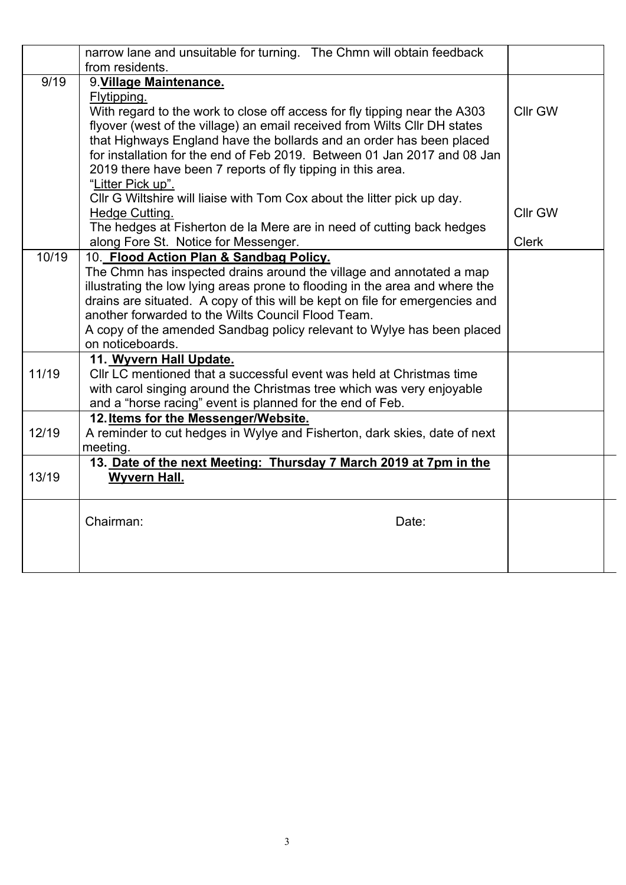| | | |
|---|---|---|
| | narrow lane and unsuitable for turning. The Chmn will obtain feedback from residents. | |
| 9/19 | 9. **Village Maintenance.**<br>Flytipping.<br>With regard to the work to close off access for fly tipping near the A303 flyover (west of the village) an email received from Wilts Cllr DH states that Highways England have the bollards and an order has been placed for installation for the end of Feb 2019. Between 01 Jan 2017 and 08 Jan 2019 there have been 7 reports of fly tipping in this area.<br>"Litter Pick up".<br>Cllr G Wiltshire will liaise with Tom Cox about the litter pick up day.<br>Hedge Cutting.<br>The hedges at Fisherton de la Mere are in need of cutting back hedges along Fore St. Notice for Messenger. | Cllr GW<br><br>Cllr GW<br><br>Clerk |
| 10/19 | 10. **Flood Action Plan & Sandbag Policy.**<br>The Chmn has inspected drains around the village and annotated a map illustrating the low lying areas prone to flooding in the area and where the drains are situated. A copy of this will be kept on file for emergencies and another forwarded to the Wilts Council Flood Team.<br>A copy of the amended Sandbag policy relevant to Wylye has been placed on noticeboards. | |
| 11/19 | 11. **Wyvern Hall Update.**<br>Cllr LC mentioned that a successful event was held at Christmas time with carol singing around the Christmas tree which was very enjoyable and a "horse racing" event is planned for the end of Feb. | |
| 12/19 | 12. **Items for the Messenger/Website.**<br>A reminder to cut hedges in Wylye and Fisherton, dark skies, date of next meeting. | |
| 13/19 | 13. **Date of the next Meeting: Thursday 7 March 2019 at 7pm in the Wyvern Hall.** | |
| | Chairman: Date: | |